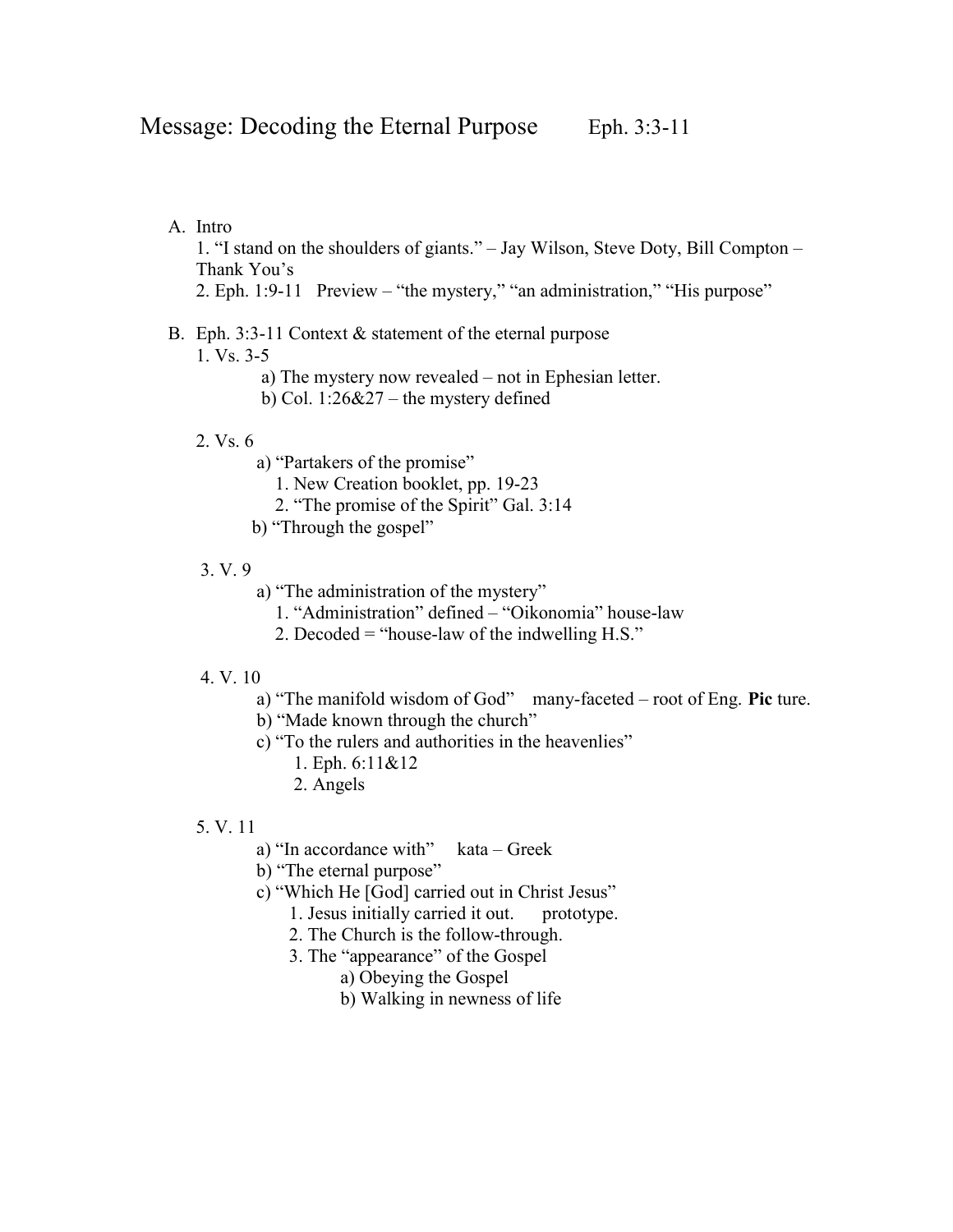# Message: Decoding the Eternal Purpose    Eph. 3:3-11

A. Intro
   1. "I stand on the shoulders of giants." – Jay Wilson, Steve Doty, Bill Compton – Thank You's
   2. Eph. 1:9-11   Preview – "the mystery," "an administration," "His purpose"

B. Eph. 3:3-11 Context & statement of the eternal purpose
   1. Vs. 3-5
      a) The mystery now revealed – not in Ephesian letter.
      b) Col. 1:26&27 – the mystery defined

   2. Vs. 6
      a) "Partakers of the promise"
         1. New Creation booklet, pp. 19-23
         2. "The promise of the Spirit" Gal. 3:14
      b) "Through the gospel"

   3. V. 9
      a) "The administration of the mystery"
         1. "Administration" defined – "Oikonomia" house-law
         2. Decoded = "house-law of the indwelling H.S."

   4. V. 10
      a) "The manifold wisdom of God"   many-faceted – root of Eng. **Pic** ture.
      b) "Made known through the church"
      c) "To the rulers and authorities in the heavenlies"
         1. Eph. 6:11&12
         2. Angels

   5. V. 11
      a) "In accordance with"   kata – Greek
      b) "The eternal purpose"
      c) "Which He [God] carried out in Christ Jesus"
         1. Jesus initially carried it out.   prototype.
         2. The Church is the follow-through.
         3. The "appearance" of the Gospel
            a) Obeying the Gospel
            b) Walking in newness of life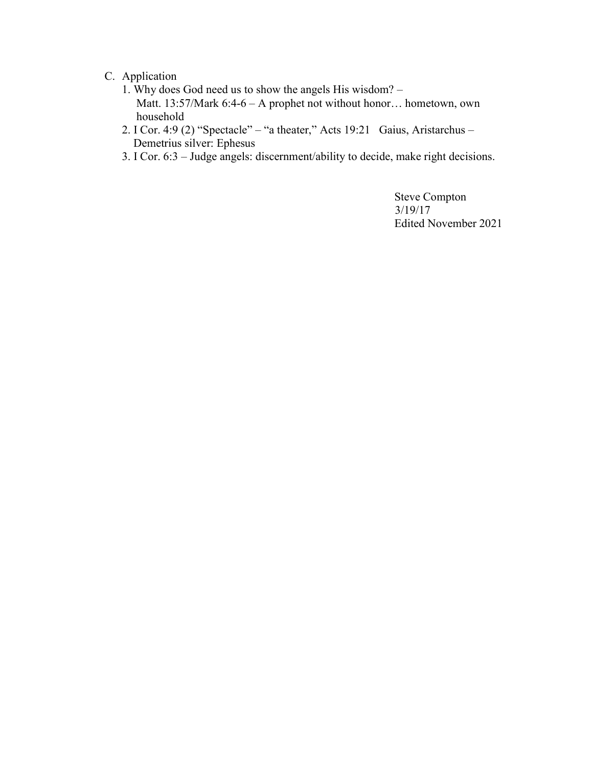C. Application

1. Why does God need us to show the angels His wisdom? –
   Matt. 13:57/Mark 6:4-6 – A prophet not without honor… hometown, own household
2. I Cor. 4:9 (2) "Spectacle" – "a theater," Acts 19:21 Gaius, Aristarchus – Demetrius silver: Ephesus
3. I Cor. 6:3 – Judge angels: discernment/ability to decide, make right decisions.

Steve Compton
3/19/17
Edited November 2021